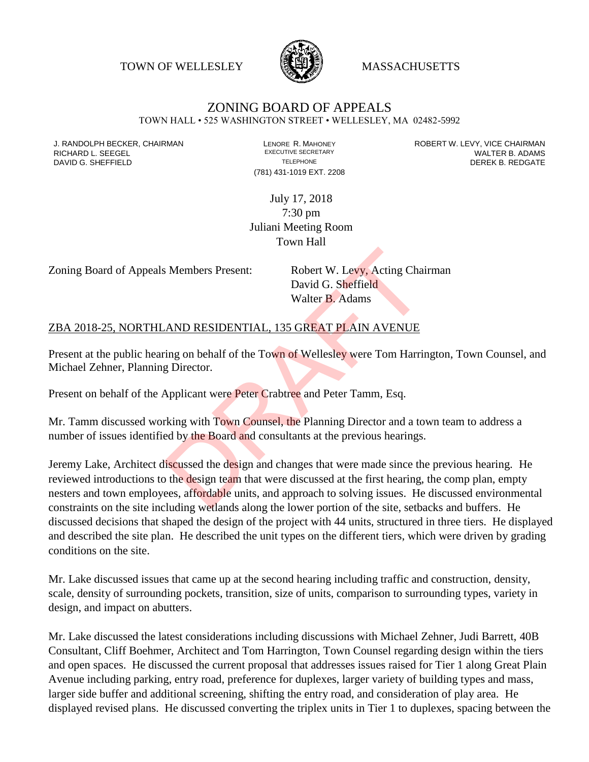TOWN OF WELLESLEY MASSACHUSETTS

# ZONING BOARD OF APPEALS

TOWN HALL • 525 WASHINGTON STREET • WELLESLEY, MA 02482-5992

J. RANDOLPH BECKER, CHAIRMAN
RICHARD L. SEEGEL
DAVID G. SHEFFIELD

LENORE R. MAHONEY
EXECUTIVE SECRETARY
TELEPHONE
(781) 431-1019 EXT. 2208

ROBERT W. LEVY, VICE CHAIRMAN
WALTER B. ADAMS
DEREK B. REDGATE

July 17, 2018
7:30 pm
Juliani Meeting Room
Town Hall

Zoning Board of Appeals Members Present: Robert W. Levy, Acting Chairman
David G. Sheffield
Walter B. Adams

## ZBA 2018-25, NORTHLAND RESIDENTIAL, 135 GREAT PLAIN AVENUE

Present at the public hearing on behalf of the Town of Wellesley were Tom Harrington, Town Counsel, and Michael Zehner, Planning Director.

Present on behalf of the Applicant were Peter Crabtree and Peter Tamm, Esq.

Mr. Tamm discussed working with Town Counsel, the Planning Director and a town team to address a number of issues identified by the Board and consultants at the previous hearings.

Jeremy Lake, Architect discussed the design and changes that were made since the previous hearing. He reviewed introductions to the design team that were discussed at the first hearing, the comp plan, empty nesters and town employees, affordable units, and approach to solving issues. He discussed environmental constraints on the site including wetlands along the lower portion of the site, setbacks and buffers. He discussed decisions that shaped the design of the project with 44 units, structured in three tiers. He displayed and described the site plan. He described the unit types on the different tiers, which were driven by grading conditions on the site.

Mr. Lake discussed issues that came up at the second hearing including traffic and construction, density, scale, density of surrounding pockets, transition, size of units, comparison to surrounding types, variety in design, and impact on abutters.

Mr. Lake discussed the latest considerations including discussions with Michael Zehner, Judi Barrett, 40B Consultant, Cliff Boehmer, Architect and Tom Harrington, Town Counsel regarding design within the tiers and open spaces. He discussed the current proposal that addresses issues raised for Tier 1 along Great Plain Avenue including parking, entry road, preference for duplexes, larger variety of building types and mass, larger side buffer and additional screening, shifting the entry road, and consideration of play area. He displayed revised plans. He discussed converting the triplex units in Tier 1 to duplexes, spacing between the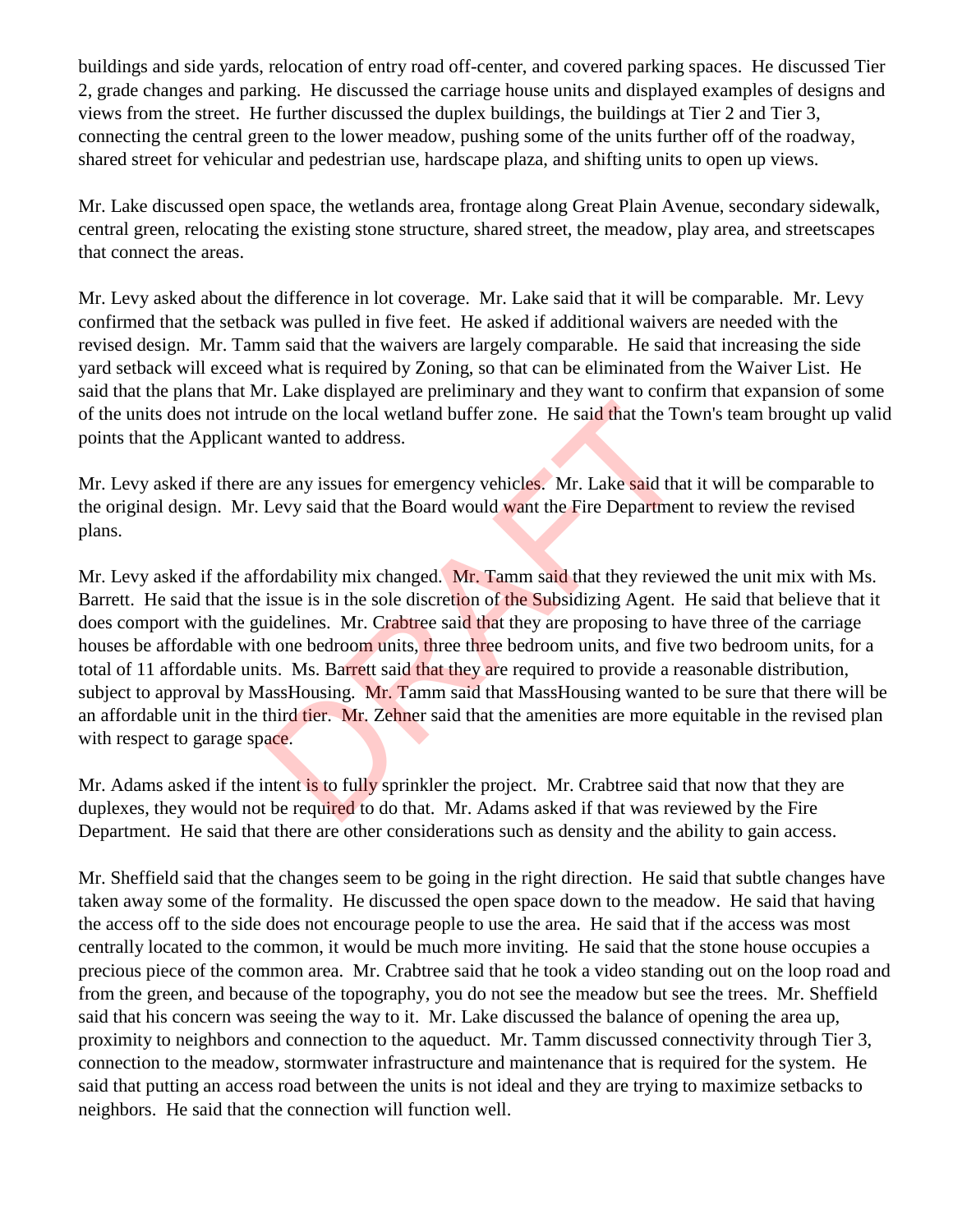buildings and side yards, relocation of entry road off-center, and covered parking spaces. He discussed Tier 2, grade changes and parking. He discussed the carriage house units and displayed examples of designs and views from the street. He further discussed the duplex buildings, the buildings at Tier 2 and Tier 3, connecting the central green to the lower meadow, pushing some of the units further off of the roadway, shared street for vehicular and pedestrian use, hardscape plaza, and shifting units to open up views.

Mr. Lake discussed open space, the wetlands area, frontage along Great Plain Avenue, secondary sidewalk, central green, relocating the existing stone structure, shared street, the meadow, play area, and streetscapes that connect the areas.

Mr. Levy asked about the difference in lot coverage. Mr. Lake said that it will be comparable. Mr. Levy confirmed that the setback was pulled in five feet. He asked if additional waivers are needed with the revised design. Mr. Tamm said that the waivers are largely comparable. He said that increasing the side yard setback will exceed what is required by Zoning, so that can be eliminated from the Waiver List. He said that the plans that Mr. Lake displayed are preliminary and they want to confirm that expansion of some of the units does not intrude on the local wetland buffer zone. He said that the Town's team brought up valid points that the Applicant wanted to address.

Mr. Levy asked if there are any issues for emergency vehicles. Mr. Lake said that it will be comparable to the original design. Mr. Levy said that the Board would want the Fire Department to review the revised plans.

Mr. Levy asked if the affordability mix changed. Mr. Tamm said that they reviewed the unit mix with Ms. Barrett. He said that the issue is in the sole discretion of the Subsidizing Agent. He said that believe that it does comport with the guidelines. Mr. Crabtree said that they are proposing to have three of the carriage houses be affordable with one bedroom units, three bedroom units, and five two bedroom units, for a total of 11 affordable units. Ms. Barrett said that they are required to provide a reasonable distribution, subject to approval by MassHousing. Mr. Tamm said that MassHousing wanted to be sure that there will be an affordable unit in the third tier. Mr. Zehner said that the amenities are more equitable in the revised plan with respect to garage space.

Mr. Adams asked if the intent is to fully sprinkler the project. Mr. Crabtree said that now that they are duplexes, they would not be required to do that. Mr. Adams asked if that was reviewed by the Fire Department. He said that there are other considerations such as density and the ability to gain access.

Mr. Sheffield said that the changes seem to be going in the right direction. He said that subtle changes have taken away some of the formality. He discussed the open space down to the meadow. He said that having the access off to the side does not encourage people to use the area. He said that if the access was most centrally located to the common, it would be much more inviting. He said that the stone house occupies a precious piece of the common area. Mr. Crabtree said that he took a video standing out on the loop road and from the green, and because of the topography, you do not see the meadow but see the trees. Mr. Sheffield said that his concern was seeing the way to it. Mr. Lake discussed the balance of opening the area up, proximity to neighbors and connection to the aqueduct. Mr. Tamm discussed connectivity through Tier 3, connection to the meadow, stormwater infrastructure and maintenance that is required for the system. He said that putting an access road between the units is not ideal and they are trying to maximize setbacks to neighbors. He said that the connection will function well.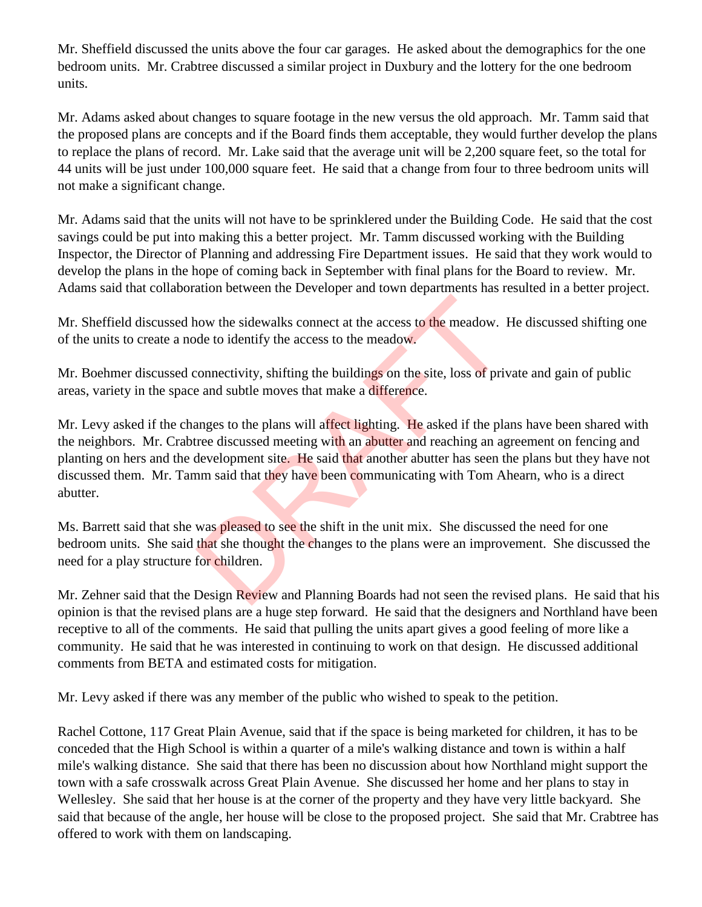Mr. Sheffield discussed the units above the four car garages. He asked about the demographics for the one bedroom units. Mr. Crabtree discussed a similar project in Duxbury and the lottery for the one bedroom units.

Mr. Adams asked about changes to square footage in the new versus the old approach. Mr. Tamm said that the proposed plans are concepts and if the Board finds them acceptable, they would further develop the plans to replace the plans of record. Mr. Lake said that the average unit will be 2,200 square feet, so the total for 44 units will be just under 100,000 square feet. He said that a change from four to three bedroom units will not make a significant change.

Mr. Adams said that the units will not have to be sprinklered under the Building Code. He said that the cost savings could be put into making this a better project. Mr. Tamm discussed working with the Building Inspector, the Director of Planning and addressing Fire Department issues. He said that they work would to develop the plans in the hope of coming back in September with final plans for the Board to review. Mr. Adams said that collaboration between the Developer and town departments has resulted in a better project.

Mr. Sheffield discussed how the sidewalks connect at the access to the meadow. He discussed shifting one of the units to create a node to identify the access to the meadow.

Mr. Boehmer discussed connectivity, shifting the buildings on the site, loss of private and gain of public areas, variety in the space and subtle moves that make a difference.

Mr. Levy asked if the changes to the plans will affect lighting. He asked if the plans have been shared with the neighbors. Mr. Crabtree discussed meeting with an abutter and reaching an agreement on fencing and planting on hers and the development site. He said that another abutter has seen the plans but they have not discussed them. Mr. Tamm said that they have been communicating with Tom Ahearn, who is a direct abutter.

Ms. Barrett said that she was pleased to see the shift in the unit mix. She discussed the need for one bedroom units. She said that she thought the changes to the plans were an improvement. She discussed the need for a play structure for children.

Mr. Zehner said that the Design Review and Planning Boards had not seen the revised plans. He said that his opinion is that the revised plans are a huge step forward. He said that the designers and Northland have been receptive to all of the comments. He said that pulling the units apart gives a good feeling of more like a community. He said that he was interested in continuing to work on that design. He discussed additional comments from BETA and estimated costs for mitigation.

Mr. Levy asked if there was any member of the public who wished to speak to the petition.

Rachel Cottone, 117 Great Plain Avenue, said that if the space is being marketed for children, it has to be conceded that the High School is within a quarter of a mile's walking distance and town is within a half mile's walking distance. She said that there has been no discussion about how Northland might support the town with a safe crosswalk across Great Plain Avenue. She discussed her home and her plans to stay in Wellesley. She said that her house is at the corner of the property and they have very little backyard. She said that because of the angle, her house will be close to the proposed project. She said that Mr. Crabtree has offered to work with them on landscaping.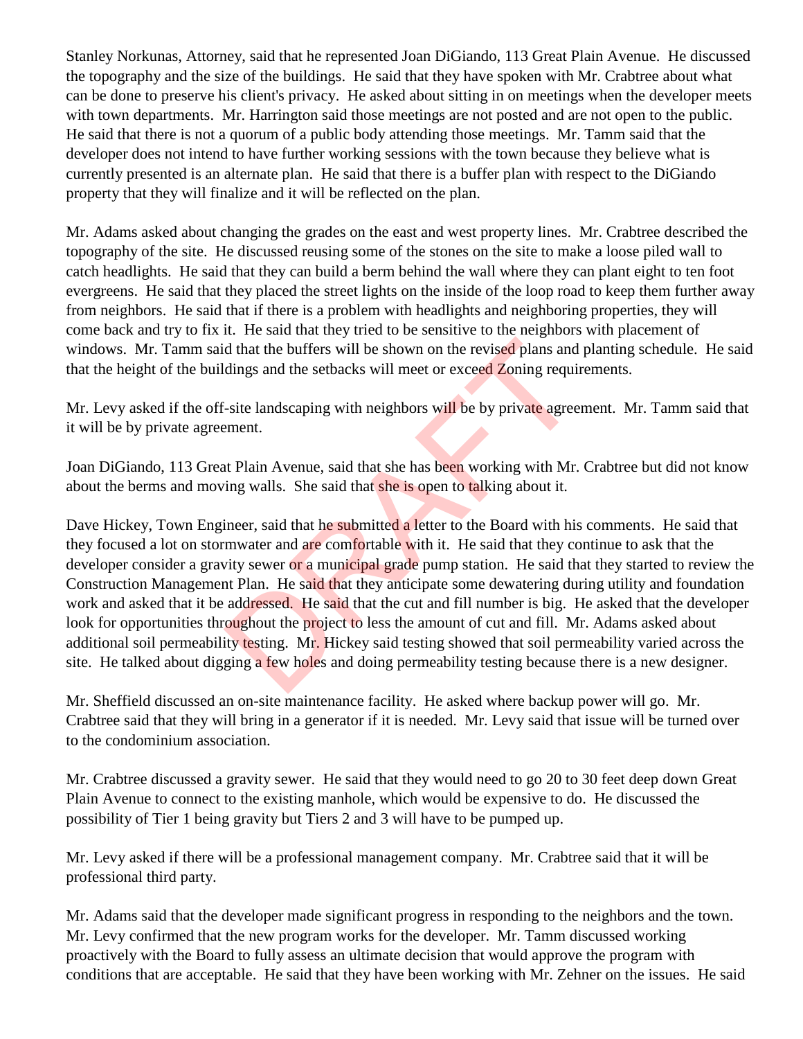Stanley Norkunas, Attorney, said that he represented Joan DiGiando, 113 Great Plain Avenue. He discussed the topography and the size of the buildings. He said that they have spoken with Mr. Crabtree about what can be done to preserve his client's privacy. He asked about sitting in on meetings when the developer meets with town departments. Mr. Harrington said those meetings are not posted and are not open to the public. He said that there is not a quorum of a public body attending those meetings. Mr. Tamm said that the developer does not intend to have further working sessions with the town because they believe what is currently presented is an alternate plan. He said that there is a buffer plan with respect to the DiGiando property that they will finalize and it will be reflected on the plan.

Mr. Adams asked about changing the grades on the east and west property lines. Mr. Crabtree described the topography of the site. He discussed reusing some of the stones on the site to make a loose piled wall to catch headlights. He said that they can build a berm behind the wall where they can plant eight to ten foot evergreens. He said that they placed the street lights on the inside of the loop road to keep them further away from neighbors. He said that if there is a problem with headlights and neighboring properties, they will come back and try to fix it. He said that they tried to be sensitive to the neighbors with placement of windows. Mr. Tamm said that the buffers will be shown on the revised plans and planting schedule. He said that the height of the buildings and the setbacks will meet or exceed Zoning requirements.

Mr. Levy asked if the off-site landscaping with neighbors will be by private agreement. Mr. Tamm said that it will be by private agreement.

Joan DiGiando, 113 Great Plain Avenue, said that she has been working with Mr. Crabtree but did not know about the berms and moving walls. She said that she is open to talking about it.

Dave Hickey, Town Engineer, said that he submitted a letter to the Board with his comments. He said that they focused a lot on stormwater and are comfortable with it. He said that they continue to ask that the developer consider a gravity sewer or a municipal grade pump station. He said that they started to review the Construction Management Plan. He said that they anticipate some dewatering during utility and foundation work and asked that it be addressed. He said that the cut and fill number is big. He asked that the developer look for opportunities throughout the project to less the amount of cut and fill. Mr. Adams asked about additional soil permeability testing. Mr. Hickey said testing showed that soil permeability varied across the site. He talked about digging a few holes and doing permeability testing because there is a new designer.

Mr. Sheffield discussed an on-site maintenance facility. He asked where backup power will go. Mr. Crabtree said that they will bring in a generator if it is needed. Mr. Levy said that issue will be turned over to the condominium association.

Mr. Crabtree discussed a gravity sewer. He said that they would need to go 20 to 30 feet deep down Great Plain Avenue to connect to the existing manhole, which would be expensive to do. He discussed the possibility of Tier 1 being gravity but Tiers 2 and 3 will have to be pumped up.

Mr. Levy asked if there will be a professional management company. Mr. Crabtree said that it will be professional third party.

Mr. Adams said that the developer made significant progress in responding to the neighbors and the town. Mr. Levy confirmed that the new program works for the developer. Mr. Tamm discussed working proactively with the Board to fully assess an ultimate decision that would approve the program with conditions that are acceptable. He said that they have been working with Mr. Zehner on the issues. He said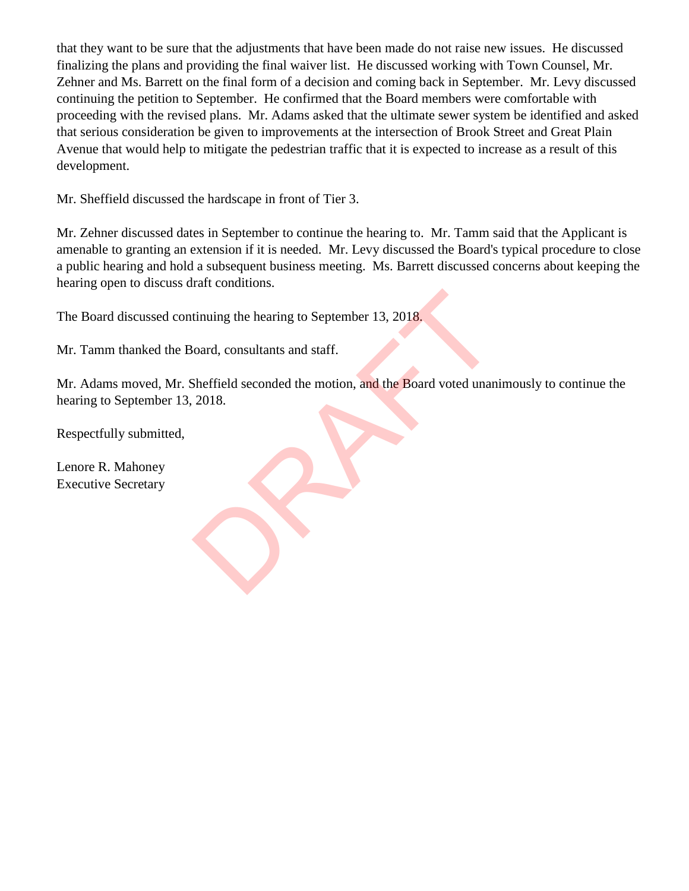that they want to be sure that the adjustments that have been made do not raise new issues. He discussed finalizing the plans and providing the final waiver list. He discussed working with Town Counsel, Mr. Zehner and Ms. Barrett on the final form of a decision and coming back in September. Mr. Levy discussed continuing the petition to September. He confirmed that the Board members were comfortable with proceeding with the revised plans. Mr. Adams asked that the ultimate sewer system be identified and asked that serious consideration be given to improvements at the intersection of Brook Street and Great Plain Avenue that would help to mitigate the pedestrian traffic that it is expected to increase as a result of this development.

Mr. Sheffield discussed the hardscape in front of Tier 3.

Mr. Zehner discussed dates in September to continue the hearing to. Mr. Tamm said that the Applicant is amenable to granting an extension if it is needed. Mr. Levy discussed the Board's typical procedure to close a public hearing and hold a subsequent business meeting. Ms. Barrett discussed concerns about keeping the hearing open to discuss draft conditions.

The Board discussed continuing the hearing to September 13, 2018.

Mr. Tamm thanked the Board, consultants and staff.

Mr. Adams moved, Mr. Sheffield seconded the motion, and the Board voted unanimously to continue the hearing to September 13, 2018.

Respectfully submitted,

Lenore R. Mahoney
Executive Secretary

DRAFT